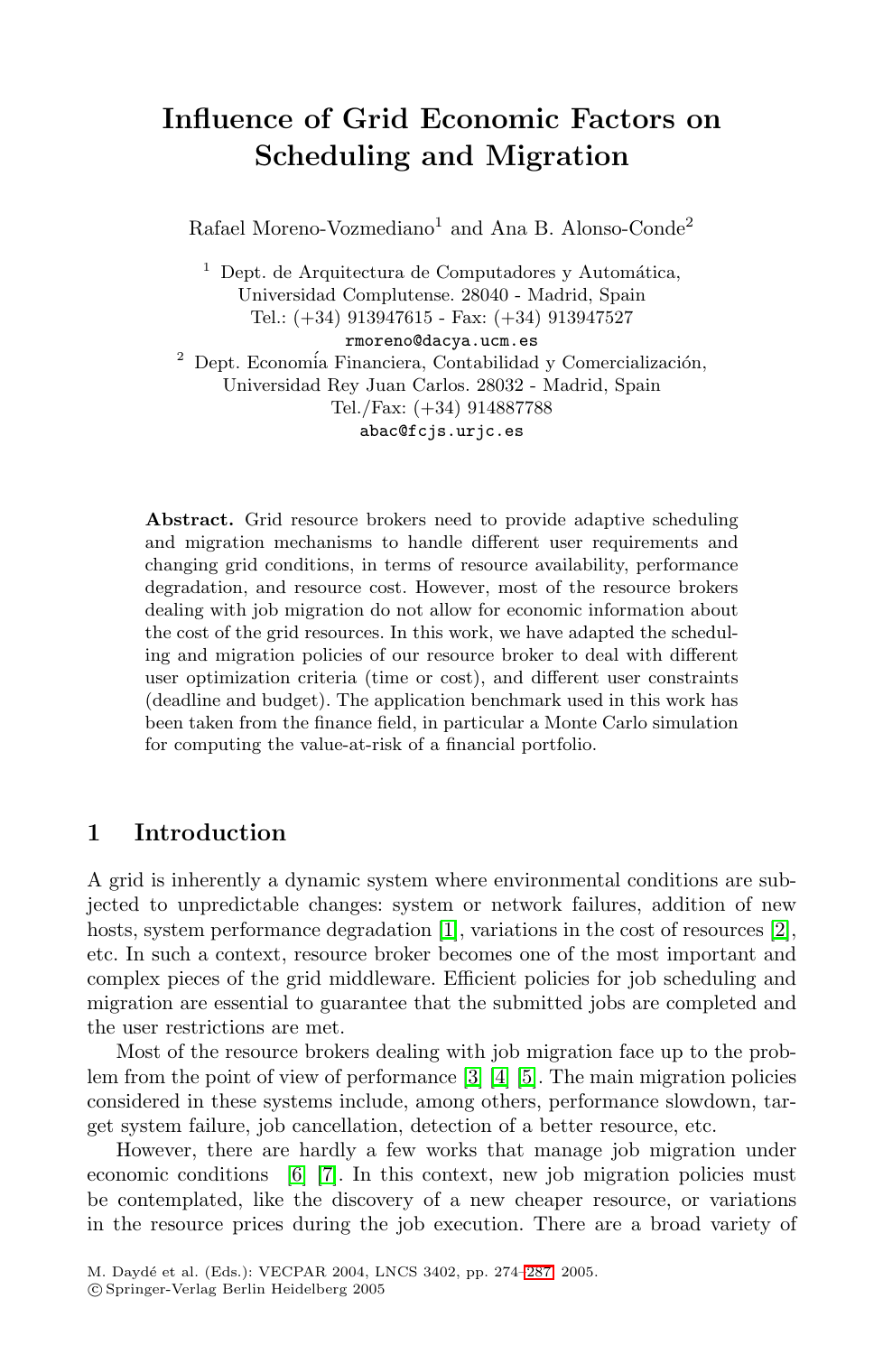# Influence of Grid Economic Factors on Scheduling and Migration

Rafael Moreno-Vozmediano[1] and Ana B. Alonso-Conde[2]

[1] Dept. de Arquitectura de Computadores y Automática, Universidad Complutense. 28040 - Madrid, Spain
Tel.: (+34) 913947615 - Fax: (+34) 913947527
rmoreno@dacya.ucm.es

[2] Dept. Economía Financiera, Contabilidad y Comercialización, Universidad Rey Juan Carlos. 28032 - Madrid, Spain
Tel./Fax: (+34) 914887788
abac@fcjs.urjc.es

**Abstract.** Grid resource brokers need to provide adaptive scheduling and migration mechanisms to handle different user requirements and changing grid conditions, in terms of resource availability, performance degradation, and resource cost. However, most of the resource brokers dealing with job migration do not allow for economic information about the cost of the grid resources. In this work, we have adapted the scheduling and migration policies of our resource broker to deal with different user optimization criteria (time or cost), and different user constraints (deadline and budget). The application benchmark used in this work has been taken from the finance field, in particular a Monte Carlo simulation for computing the value-at-risk of a financial portfolio.

## 1 Introduction

A grid is inherently a dynamic system where environmental conditions are subjected to unpredictable changes: system or network failures, addition of new hosts, system performance degradation [1], variations in the cost of resources [2], etc. In such a context, resource broker becomes one of the most important and complex pieces of the grid middleware. Efficient policies for job scheduling and migration are essential to guarantee that the submitted jobs are completed and the user restrictions are met.

Most of the resource brokers dealing with job migration face up to the problem from the point of view of performance [3] [4] [5]. The main migration policies considered in these systems include, among others, performance slowdown, target system failure, job cancellation, detection of a better resource, etc.

However, there are hardly a few works that manage job migration under economic conditions [6] [7]. In this context, new job migration policies must be contemplated, like the discovery of a new cheaper resource, or variations in the resource prices during the job execution. There are a broad variety of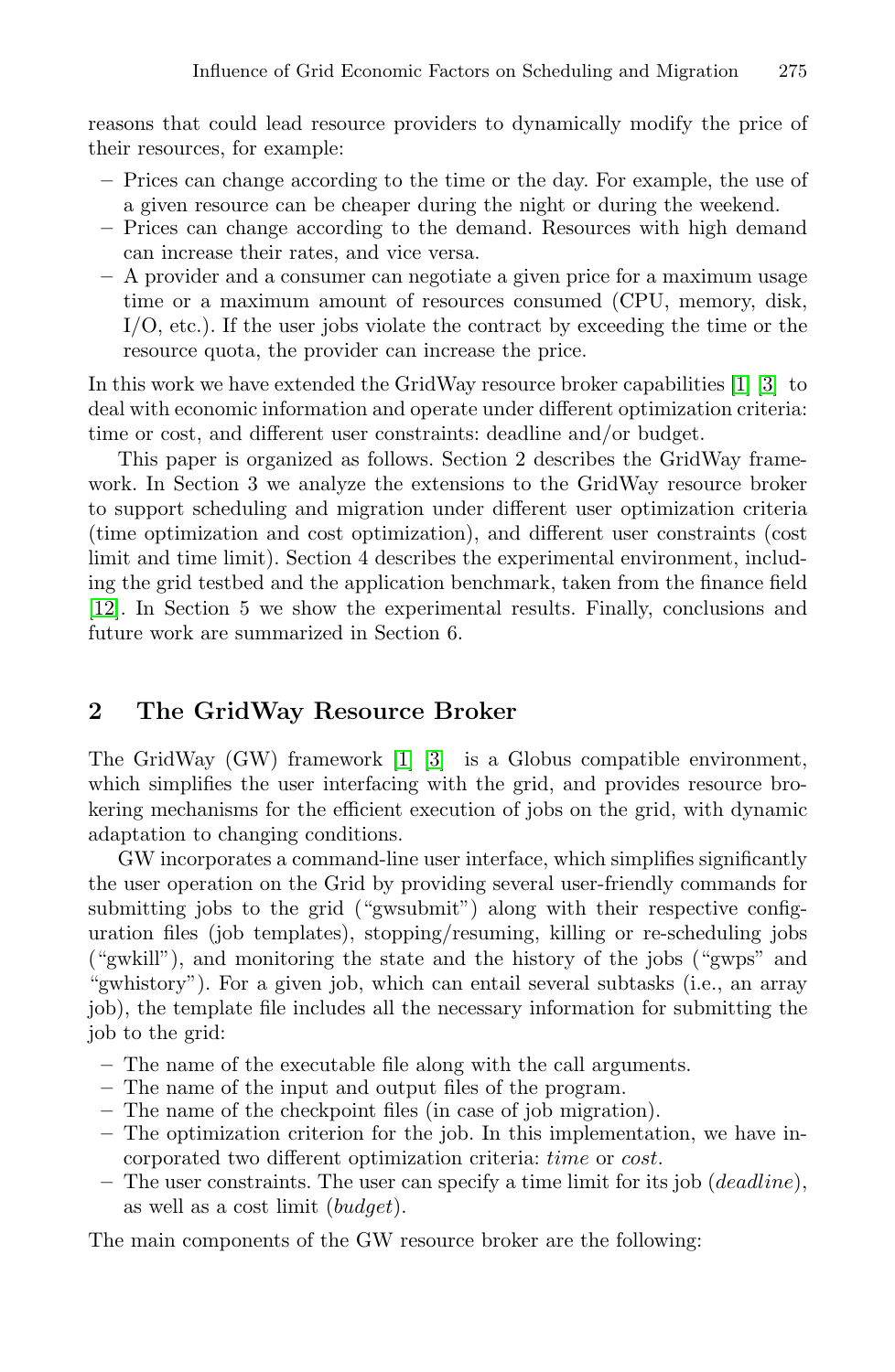reasons that could lead resource providers to dynamically modify the price of their resources, for example:

- Prices can change according to the time or the day. For example, the use of a given resource can be cheaper during the night or during the weekend.
- Prices can change according to the demand. Resources with high demand can increase their rates, and vice versa.
- A provider and a consumer can negotiate a given price for a maximum usage time or a maximum amount of resources consumed (CPU, memory, disk, I/O, etc.). If the user jobs violate the contract by exceeding the time or the resource quota, the provider can increase the price.

In this work we have extended the GridWay resource broker capabilities [1] [3] to deal with economic information and operate under different optimization criteria: time or cost, and different user constraints: deadline and/or budget.

This paper is organized as follows. Section 2 describes the GridWay framework. In Section 3 we analyze the extensions to the GridWay resource broker to support scheduling and migration under different user optimization criteria (time optimization and cost optimization), and different user constraints (cost limit and time limit). Section 4 describes the experimental environment, including the grid testbed and the application benchmark, taken from the finance field [12]. In Section 5 we show the experimental results. Finally, conclusions and future work are summarized in Section 6.

## 2 The GridWay Resource Broker

The GridWay (GW) framework [1] [3] is a Globus compatible environment, which simplifies the user interfacing with the grid, and provides resource brokering mechanisms for the efficient execution of jobs on the grid, with dynamic adaptation to changing conditions.

GW incorporates a command-line user interface, which simplifies significantly the user operation on the Grid by providing several user-friendly commands for submitting jobs to the grid ("gwsubmit") along with their respective configuration files (job templates), stopping/resuming, killing or re-scheduling jobs ("gwkill"), and monitoring the state and the history of the jobs ("gwps" and "gwhistory"). For a given job, which can entail several subtasks (i.e., an array job), the template file includes all the necessary information for submitting the job to the grid:

- The name of the executable file along with the call arguments.
- The name of the input and output files of the program.
- The name of the checkpoint files (in case of job migration).
- The optimization criterion for the job. In this implementation, we have incorporated two different optimization criteria: *time* or *cost*.
- The user constraints. The user can specify a time limit for its job (*deadline*), as well as a cost limit (*budget*).

The main components of the GW resource broker are the following: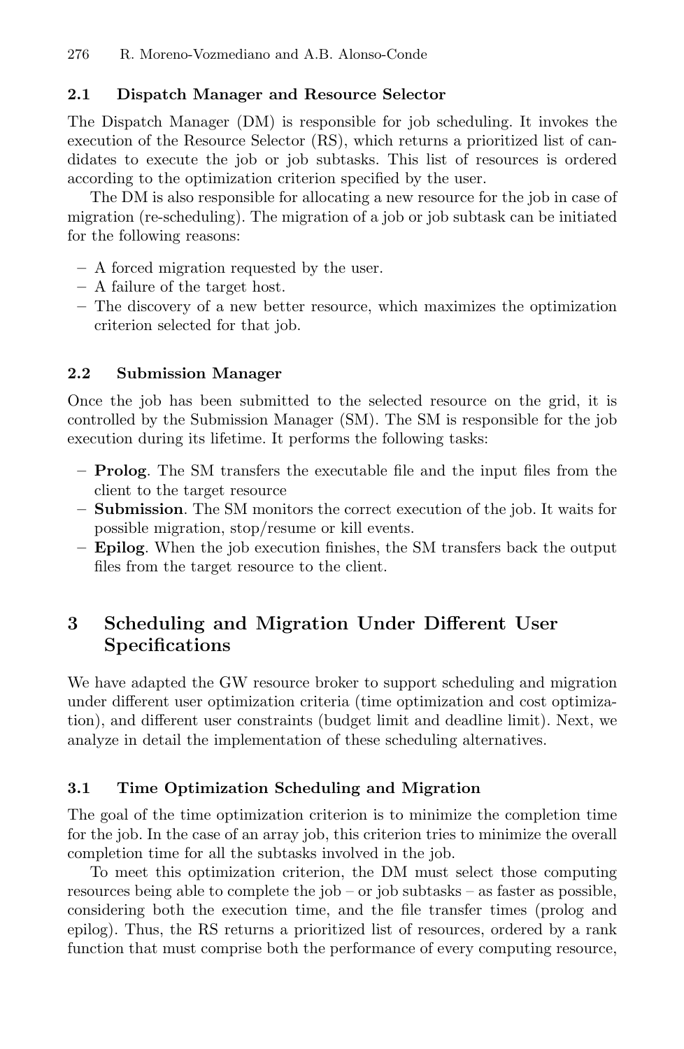### 2.1 Dispatch Manager and Resource Selector

The Dispatch Manager (DM) is responsible for job scheduling. It invokes the execution of the Resource Selector (RS), which returns a prioritized list of candidates to execute the job or job subtasks. This list of resources is ordered according to the optimization criterion specified by the user.

The DM is also responsible for allocating a new resource for the job in case of migration (re-scheduling). The migration of a job or job subtask can be initiated for the following reasons:

- A forced migration requested by the user.
- A failure of the target host.
- The discovery of a new better resource, which maximizes the optimization criterion selected for that job.

### 2.2 Submission Manager

Once the job has been submitted to the selected resource on the grid, it is controlled by the Submission Manager (SM). The SM is responsible for the job execution during its lifetime. It performs the following tasks:

- **Prolog**. The SM transfers the executable file and the input files from the client to the target resource
- **Submission**. The SM monitors the correct execution of the job. It waits for possible migration, stop/resume or kill events.
- **Epilog**. When the job execution finishes, the SM transfers back the output files from the target resource to the client.

## 3 Scheduling and Migration Under Different User Specifications

We have adapted the GW resource broker to support scheduling and migration under different user optimization criteria (time optimization and cost optimization), and different user constraints (budget limit and deadline limit). Next, we analyze in detail the implementation of these scheduling alternatives.

### 3.1 Time Optimization Scheduling and Migration

The goal of the time optimization criterion is to minimize the completion time for the job. In the case of an array job, this criterion tries to minimize the overall completion time for all the subtasks involved in the job.

To meet this optimization criterion, the DM must select those computing resources being able to complete the job – or job subtasks – as faster as possible, considering both the execution time, and the file transfer times (prolog and epilog). Thus, the RS returns a prioritized list of resources, ordered by a rank function that must comprise both the performance of every computing resource,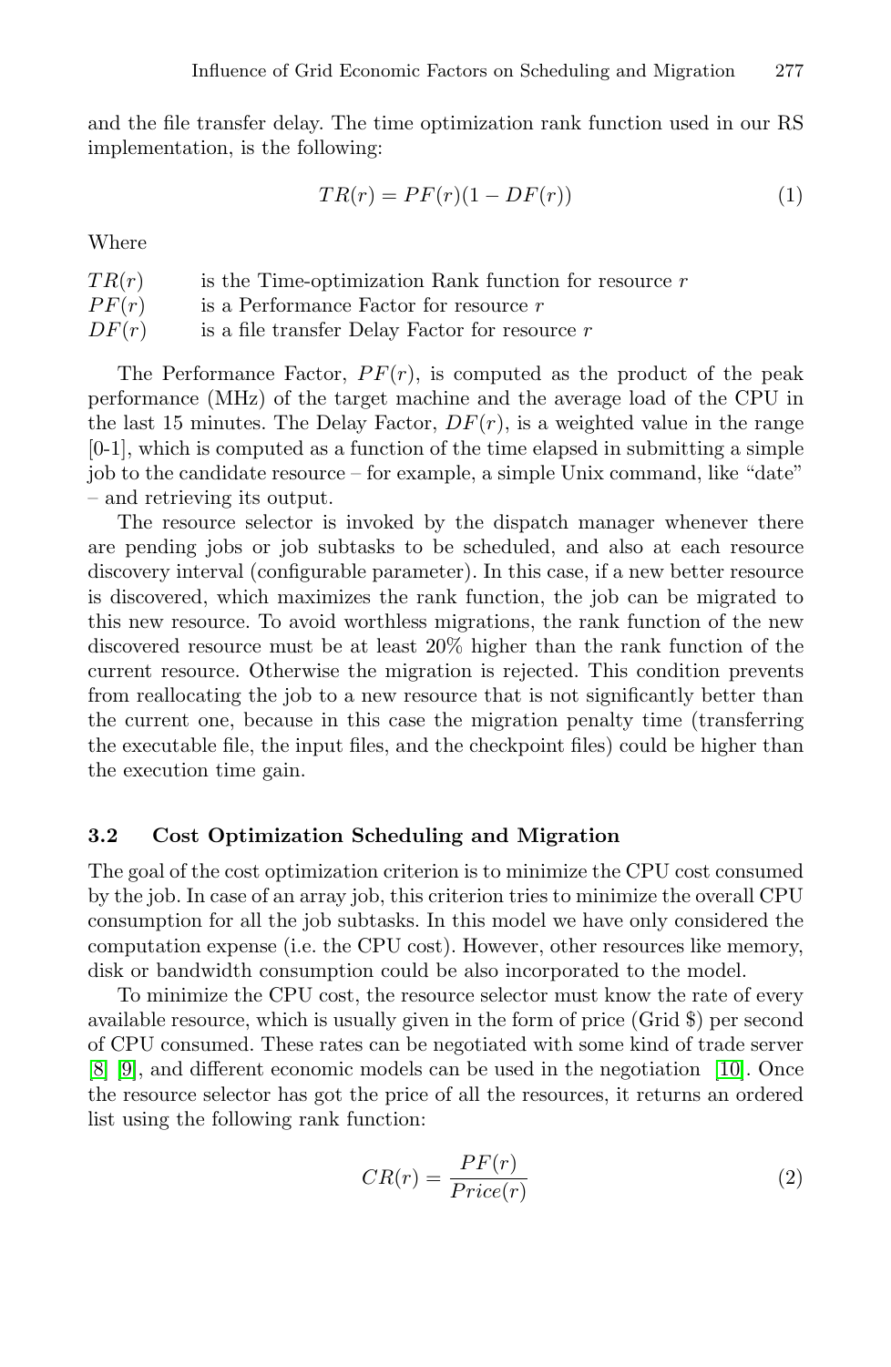and the file transfer delay. The time optimization rank function used in our RS implementation, is the following:

$$TR(r) = PF(r)(1 - DF(r)) \tag{1}$$

Where

| | |
|---|---|
| $TR(r)$ | is the Time-optimization Rank function for resource $r$ |
| $PF(r)$ | is a Performance Factor for resource $r$ |
| $DF(r)$ | is a file transfer Delay Factor for resource $r$ |

The Performance Factor, $PF(r)$, is computed as the product of the peak performance (MHz) of the target machine and the average load of the CPU in the last 15 minutes. The Delay Factor, $DF(r)$, is a weighted value in the range [0-1], which is computed as a function of the time elapsed in submitting a simple job to the candidate resource – for example, a simple Unix command, like "date" – and retrieving its output.

The resource selector is invoked by the dispatch manager whenever there are pending jobs or job subtasks to be scheduled, and also at each resource discovery interval (configurable parameter). In this case, if a new better resource is discovered, which maximizes the rank function, the job can be migrated to this new resource. To avoid worthless migrations, the rank function of the new discovered resource must be at least 20% higher than the rank function of the current resource. Otherwise the migration is rejected. This condition prevents from reallocating the job to a new resource that is not significantly better than the current one, because in this case the migration penalty time (transferring the executable file, the input files, and the checkpoint files) could be higher than the execution time gain.

### 3.2 Cost Optimization Scheduling and Migration

The goal of the cost optimization criterion is to minimize the CPU cost consumed by the job. In case of an array job, this criterion tries to minimize the overall CPU consumption for all the job subtasks. In this model we have only considered the computation expense (i.e. the CPU cost). However, other resources like memory, disk or bandwidth consumption could be also incorporated to the model.

To minimize the CPU cost, the resource selector must know the rate of every available resource, which is usually given in the form of price (Grid $) per second of CPU consumed. These rates can be negotiated with some kind of trade server [8] [9], and different economic models can be used in the negotiation [10]. Once the resource selector has got the price of all the resources, it returns an ordered list using the following rank function:

$$CR(r) = \frac{PF(r)}{Price(r)} \tag{2}$$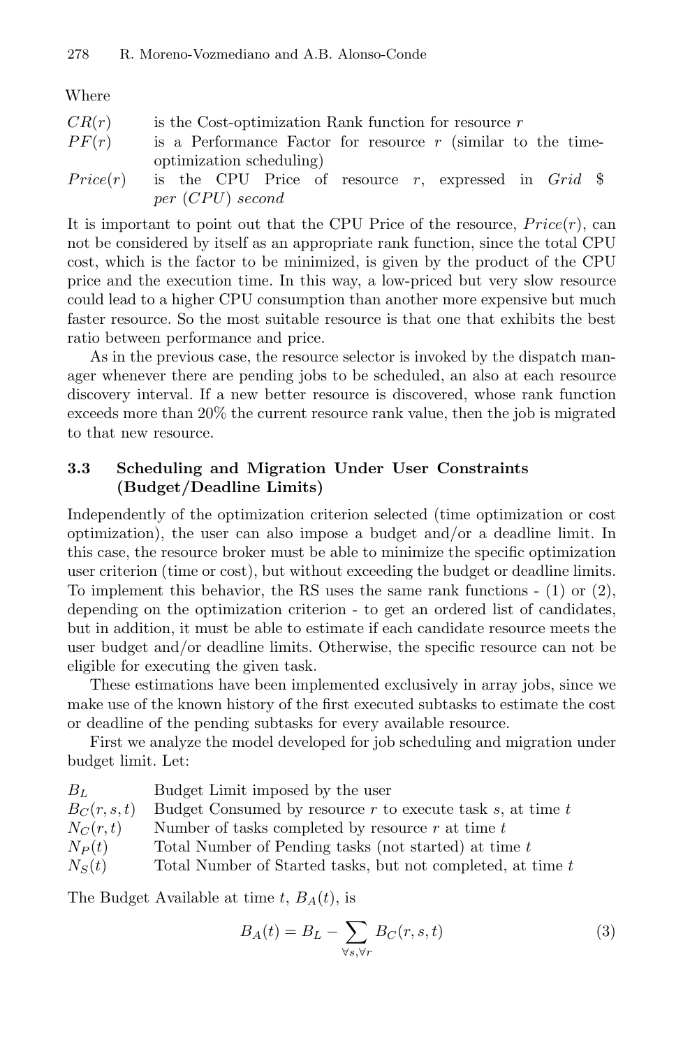Where

| | |
|---|---|
| $CR(r)$ | is the Cost-optimization Rank function for resource $r$ |
| $PF(r)$ | is a Performance Factor for resource $r$ (similar to the time-optimization scheduling) |
| $Price(r)$ | is the CPU Price of resource $r$, expressed in *Grid $ per (CPU) second* |

It is important to point out that the CPU Price of the resource, $Price(r)$, can not be considered by itself as an appropriate rank function, since the total CPU cost, which is the factor to be minimized, is given by the product of the CPU price and the execution time. In this way, a low-priced but very slow resource could lead to a higher CPU consumption than another more expensive but much faster resource. So the most suitable resource is that one that exhibits the best ratio between performance and price.

As in the previous case, the resource selector is invoked by the dispatch manager whenever there are pending jobs to be scheduled, an also at each resource discovery interval. If a new better resource is discovered, whose rank function exceeds more than 20% the current resource rank value, then the job is migrated to that new resource.

### 3.3 Scheduling and Migration Under User Constraints (Budget/Deadline Limits)

Independently of the optimization criterion selected (time optimization or cost optimization), the user can also impose a budget and/or a deadline limit. In this case, the resource broker must be able to minimize the specific optimization user criterion (time or cost), but without exceeding the budget or deadline limits. To implement this behavior, the RS uses the same rank functions - (1) or (2), depending on the optimization criterion - to get an ordered list of candidates, but in addition, it must be able to estimate if each candidate resource meets the user budget and/or deadline limits. Otherwise, the specific resource can not be eligible for executing the given task.

These estimations have been implemented exclusively in array jobs, since we make use of the known history of the first executed subtasks to estimate the cost or deadline of the pending subtasks for every available resource.

First we analyze the model developed for job scheduling and migration under budget limit. Let:

| | |
|---|---|
| $B_L$ | Budget Limit imposed by the user |
| $B_C(r,s,t)$ | Budget Consumed by resource $r$ to execute task $s$, at time $t$ |
| $N_C(r,t)$ | Number of tasks completed by resource $r$ at time $t$ |
| $N_P(t)$ | Total Number of Pending tasks (not started) at time $t$ |
| $N_S(t)$ | Total Number of Started tasks, but not completed, at time $t$ |

The Budget Available at time $t$, $B_A(t)$, is

$$B_A(t) = B_L - \sum_{\forall s, \forall r} B_C(r,s,t) \tag{3}$$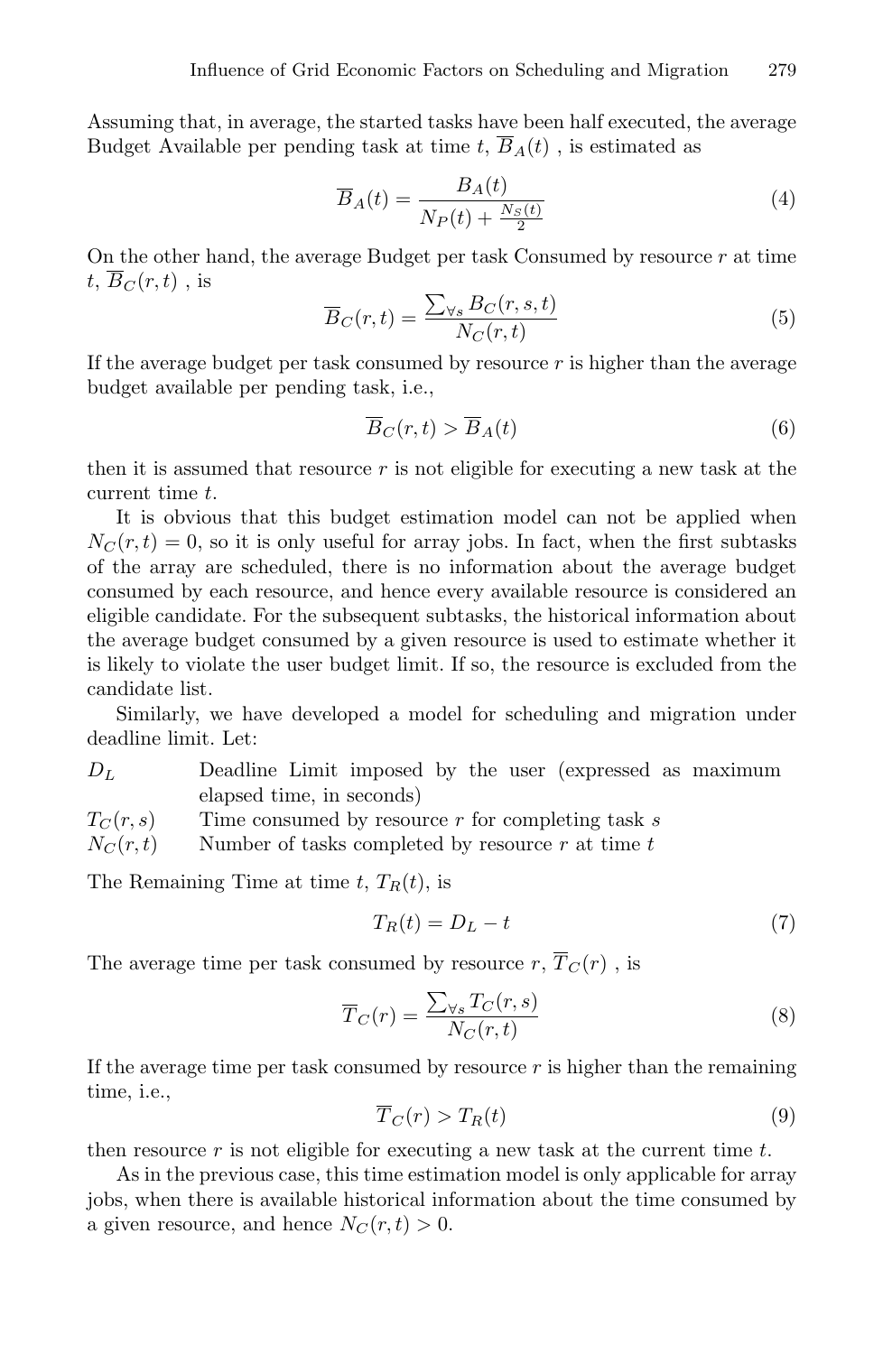Assuming that, in average, the started tasks have been half executed, the average Budget Available per pending task at time $t$, $\overline{B}_A(t)$ , is estimated as

$$\overline{B}_A(t) = \frac{B_A(t)}{N_P(t) + \frac{N_S(t)}{2}} \tag{4}$$

On the other hand, the average Budget per task Consumed by resource $r$ at time $t$, $\overline{B}_C(r,t)$ , is

$$\overline{B}_C(r,t) = \frac{\sum_{\forall s} B_C(r,s,t)}{N_C(r,t)} \tag{5}$$

If the average budget per task consumed by resource $r$ is higher than the average budget available per pending task, i.e.,

$$\overline{B}_C(r,t) > \overline{B}_A(t) \tag{6}$$

then it is assumed that resource $r$ is not eligible for executing a new task at the current time $t$.

It is obvious that this budget estimation model can not be applied when $N_C(r,t) = 0$, so it is only useful for array jobs. In fact, when the first subtasks of the array are scheduled, there is no information about the average budget consumed by each resource, and hence every available resource is considered an eligible candidate. For the subsequent subtasks, the historical information about the average budget consumed by a given resource is used to estimate whether it is likely to violate the user budget limit. If so, the resource is excluded from the candidate list.

Similarly, we have developed a model for scheduling and migration under deadline limit. Let:

- $D_L$ — Deadline Limit imposed by the user (expressed as maximum elapsed time, in seconds)
- $T_C(r,s)$ — Time consumed by resource $r$ for completing task $s$
- $N_C(r,t)$ — Number of tasks completed by resource $r$ at time $t$

The Remaining Time at time $t$, $T_R(t)$, is

$$T_R(t) = D_L - t \tag{7}$$

The average time per task consumed by resource $r$, $\overline{T}_C(r)$ , is

$$\overline{T}_C(r) = \frac{\sum_{\forall s} T_C(r,s)}{N_C(r,t)} \tag{8}$$

If the average time per task consumed by resource $r$ is higher than the remaining time, i.e.,

$$\overline{T}_C(r) > T_R(t) \tag{9}$$

then resource $r$ is not eligible for executing a new task at the current time $t$.

As in the previous case, this time estimation model is only applicable for array jobs, when there is available historical information about the time consumed by a given resource, and hence $N_C(r,t) > 0$.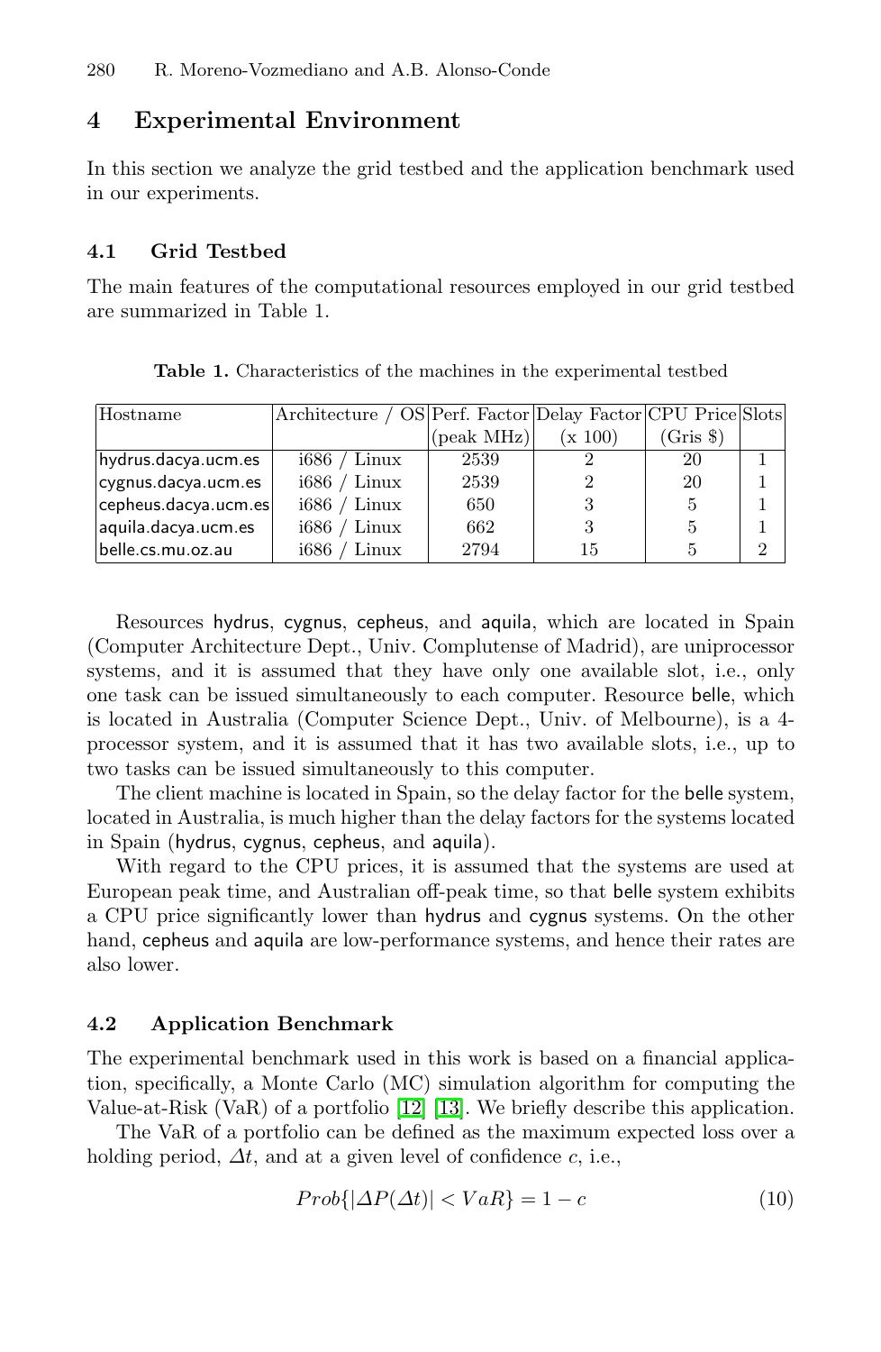## 4 Experimental Environment

In this section we analyze the grid testbed and the application benchmark used in our experiments.

### 4.1 Grid Testbed

The main features of the computational resources employed in our grid testbed are summarized in Table 1.

**Table 1.** Characteristics of the machines in the experimental testbed

| Hostname | Architecture / OS | Perf. Factor (peak MHz) | Delay Factor (x 100) | CPU Price (Gris $) | Slots |
|---|---|---|---|---|---|
| hydrus.dacya.ucm.es | i686 / Linux | 2539 | 2 | 20 | 1 |
| cygnus.dacya.ucm.es | i686 / Linux | 2539 | 2 | 20 | 1 |
| cepheus.dacya.ucm.es | i686 / Linux | 650 | 3 | 5 | 1 |
| aquila.dacya.ucm.es | i686 / Linux | 662 | 3 | 5 | 1 |
| belle.cs.mu.oz.au | i686 / Linux | 2794 | 15 | 5 | 2 |

Resources hydrus, cygnus, cepheus, and aquila, which are located in Spain (Computer Architecture Dept., Univ. Complutense of Madrid), are uniprocessor systems, and it is assumed that they have only one available slot, i.e., only one task can be issued simultaneously to each computer. Resource belle, which is located in Australia (Computer Science Dept., Univ. of Melbourne), is a 4-processor system, and it is assumed that it has two available slots, i.e., up to two tasks can be issued simultaneously to this computer.

The client machine is located in Spain, so the delay factor for the belle system, located in Australia, is much higher than the delay factors for the systems located in Spain (hydrus, cygnus, cepheus, and aquila).

With regard to the CPU prices, it is assumed that the systems are used at European peak time, and Australian off-peak time, so that belle system exhibits a CPU price significantly lower than hydrus and cygnus systems. On the other hand, cepheus and aquila are low-performance systems, and hence their rates are also lower.

### 4.2 Application Benchmark

The experimental benchmark used in this work is based on a financial application, specifically, a Monte Carlo (MC) simulation algorithm for computing the Value-at-Risk (VaR) of a portfolio [12] [13]. We briefly describe this application.

The VaR of a portfolio can be defined as the maximum expected loss over a holding period, $\Delta t$, and at a given level of confidence $c$, i.e.,

$$Prob\{|\Delta P(\Delta t)| < VaR\} = 1 - c \tag{10}$$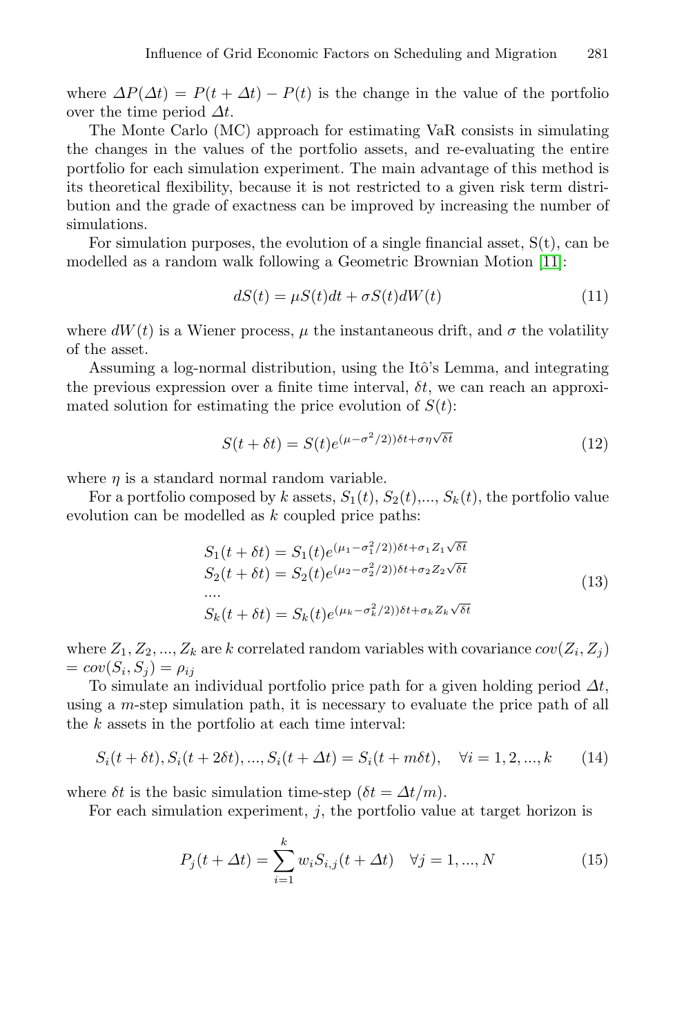where $\Delta P(\Delta t) = P(t + \Delta t) - P(t)$ is the change in the value of the portfolio over the time period $\Delta t$.

The Monte Carlo (MC) approach for estimating VaR consists in simulating the changes in the values of the portfolio assets, and re-evaluating the entire portfolio for each simulation experiment. The main advantage of this method is its theoretical flexibility, because it is not restricted to a given risk term distribution and the grade of exactness can be improved by increasing the number of simulations.

For simulation purposes, the evolution of a single financial asset, S(t), can be modelled as a random walk following a Geometric Brownian Motion [11]:

$$dS(t) = \mu S(t)dt + \sigma S(t)dW(t) \tag{11}$$

where $dW(t)$ is a Wiener process, $\mu$ the instantaneous drift, and $\sigma$ the volatility of the asset.

Assuming a log-normal distribution, using the Itô's Lemma, and integrating the previous expression over a finite time interval, $\delta t$, we can reach an approximated solution for estimating the price evolution of $S(t)$:

$$S(t + \delta t) = S(t)e^{(\mu - \sigma^2/2))\delta t + \sigma \eta \sqrt{\delta t}} \tag{12}$$

where $\eta$ is a standard normal random variable.

For a portfolio composed by $k$ assets, $S_1(t)$, $S_2(t)$,..., $S_k(t)$, the portfolio value evolution can be modelled as $k$ coupled price paths:

$$\begin{array}{l}
S_1(t + \delta t) = S_1(t)e^{(\mu_1 - \sigma_1^2/2))\delta t + \sigma_1 Z_1 \sqrt{\delta t}} \\
S_2(t + \delta t) = S_2(t)e^{(\mu_2 - \sigma_2^2/2))\delta t + \sigma_2 Z_2 \sqrt{\delta t}} \\
.... \\
S_k(t + \delta t) = S_k(t)e^{(\mu_k - \sigma_k^2/2))\delta t + \sigma_k Z_k \sqrt{\delta t}}
\end{array} \tag{13}$$

where $Z_1, Z_2, ..., Z_k$ are $k$ correlated random variables with covariance $cov(Z_i, Z_j) = cov(S_i, S_j) = \rho_{ij}$

To simulate an individual portfolio price path for a given holding period $\Delta t$, using a $m$-step simulation path, it is necessary to evaluate the price path of all the $k$ assets in the portfolio at each time interval:

$$S_i(t + \delta t), S_i(t + 2\delta t), ..., S_i(t + \Delta t) = S_i(t + m\delta t), \quad \forall i = 1, 2, ..., k \tag{14}$$

where $\delta t$ is the basic simulation time-step ($\delta t = \Delta t/m$).

For each simulation experiment, $j$, the portfolio value at target horizon is

$$P_j(t + \Delta t) = \sum_{i=1}^{k} w_i S_{i,j}(t + \Delta t) \quad \forall j = 1, ..., N \tag{15}$$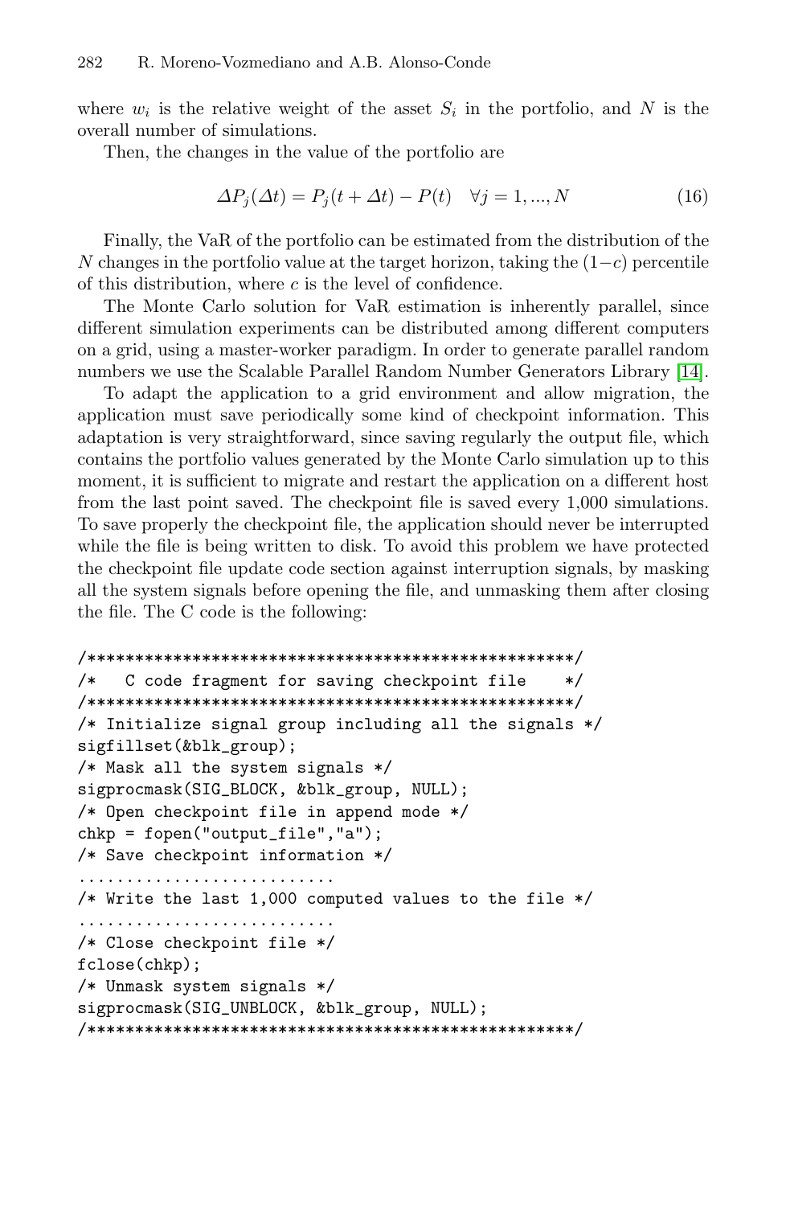where $w_i$ is the relative weight of the asset $S_i$ in the portfolio, and $N$ is the overall number of simulations.

Then, the changes in the value of the portfolio are

$$\Delta P_j(\Delta t) = P_j(t + \Delta t) - P(t) \quad \forall j = 1, ..., N \tag{16}$$

Finally, the VaR of the portfolio can be estimated from the distribution of the $N$ changes in the portfolio value at the target horizon, taking the $(1-c)$ percentile of this distribution, where $c$ is the level of confidence.

The Monte Carlo solution for VaR estimation is inherently parallel, since different simulation experiments can be distributed among different computers on a grid, using a master-worker paradigm. In order to generate parallel random numbers we use the Scalable Parallel Random Number Generators Library [14].

To adapt the application to a grid environment and allow migration, the application must save periodically some kind of checkpoint information. This adaptation is very straightforward, since saving regularly the output file, which contains the portfolio values generated by the Monte Carlo simulation up to this moment, it is sufficient to migrate and restart the application on a different host from the last point saved. The checkpoint file is saved every 1,000 simulations. To save properly the checkpoint file, the application should never be interrupted while the file is being written to disk. To avoid this problem we have protected the checkpoint file update code section against interruption signals, by masking all the system signals before opening the file, and unmasking them after closing the file. The C code is the following:

```
/****************************************************/
/*   C code fragment for saving checkpoint file    */
/****************************************************/
/* Initialize signal group including all the signals */
sigfillset(&blk_group);
/* Mask all the system signals */
sigprocmask(SIG_BLOCK, &blk_group, NULL);
/* Open checkpoint file in append mode */
chkp = fopen("output_file","a");
/* Save checkpoint information */
...........................
/* Write the last 1,000 computed values to the file */
...........................
/* Close checkpoint file */
fclose(chkp);
/* Unmask system signals */
sigprocmask(SIG_UNBLOCK, &blk_group, NULL);
/****************************************************/
```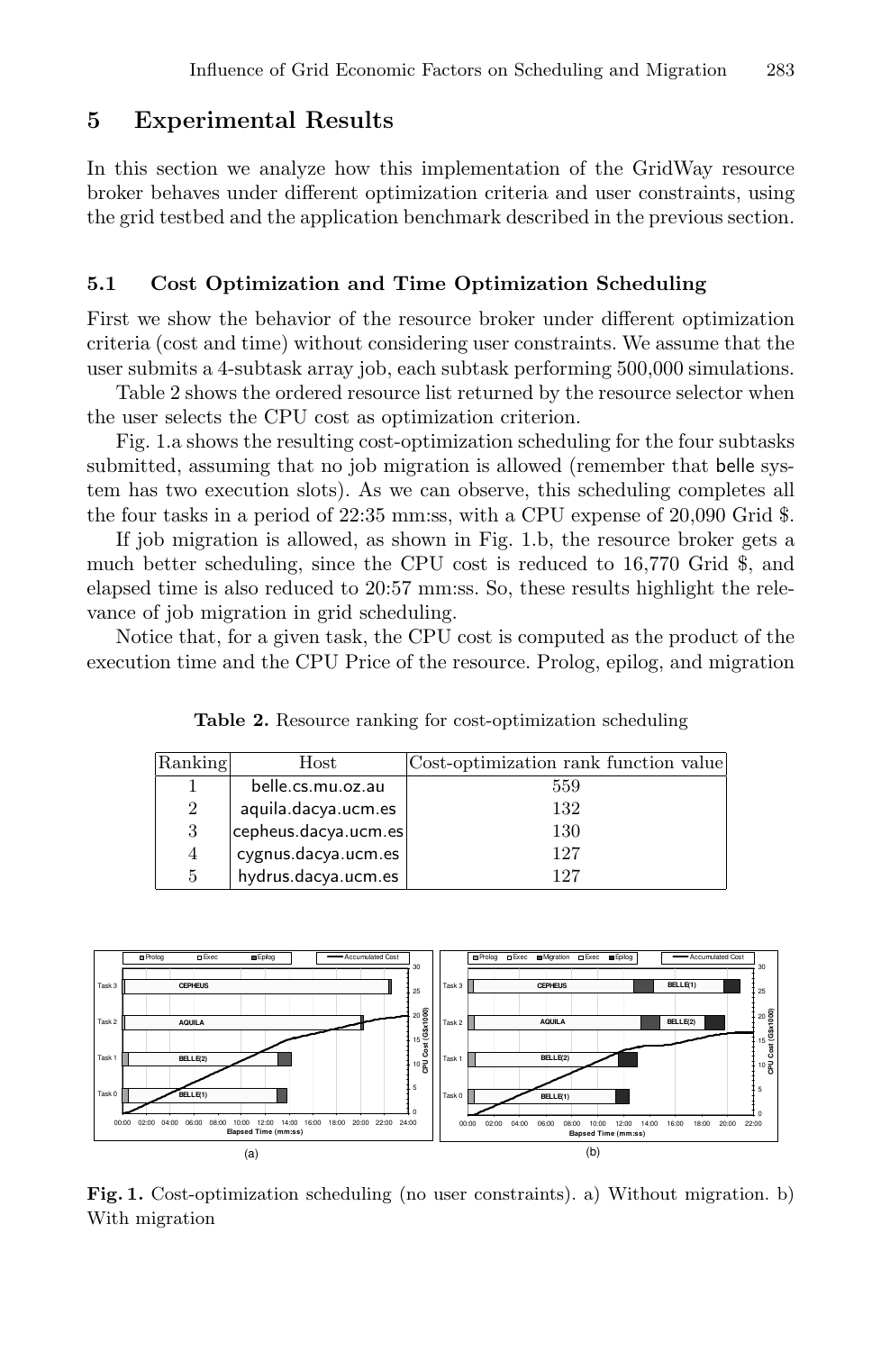## 5 Experimental Results

In this section we analyze how this implementation of the GridWay resource broker behaves under different optimization criteria and user constraints, using the grid testbed and the application benchmark described in the previous section.

### 5.1 Cost Optimization and Time Optimization Scheduling

First we show the behavior of the resource broker under different optimization criteria (cost and time) without considering user constraints. We assume that the user submits a 4-subtask array job, each subtask performing 500,000 simulations.

Table 2 shows the ordered resource list returned by the resource selector when the user selects the CPU cost as optimization criterion.

Fig. 1.a shows the resulting cost-optimization scheduling for the four subtasks submitted, assuming that no job migration is allowed (remember that belle system has two execution slots). As we can observe, this scheduling completes all the four tasks in a period of 22:35 mm:ss, with a CPU expense of 20,090 Grid $.

If job migration is allowed, as shown in Fig. 1.b, the resource broker gets a much better scheduling, since the CPU cost is reduced to 16,770 Grid $, and elapsed time is also reduced to 20:57 mm:ss. So, these results highlight the relevance of job migration in grid scheduling.

Notice that, for a given task, the CPU cost is computed as the product of the execution time and the CPU Price of the resource. Prolog, epilog, and migration

**Table 2.** Resource ranking for cost-optimization scheduling

| Ranking | Host | Cost-optimization rank function value |
|---|---|---|
| 1 | belle.cs.mu.oz.au | 559 |
| 2 | aquila.dacya.ucm.es | 132 |
| 3 | cepheus.dacya.ucm.es | 130 |
| 4 | cygnus.dacya.ucm.es | 127 |
| 5 | hydrus.dacya.ucm.es | 127 |

**Fig. 1.** Cost-optimization scheduling (no user constraints). a) Without migration. b) With migration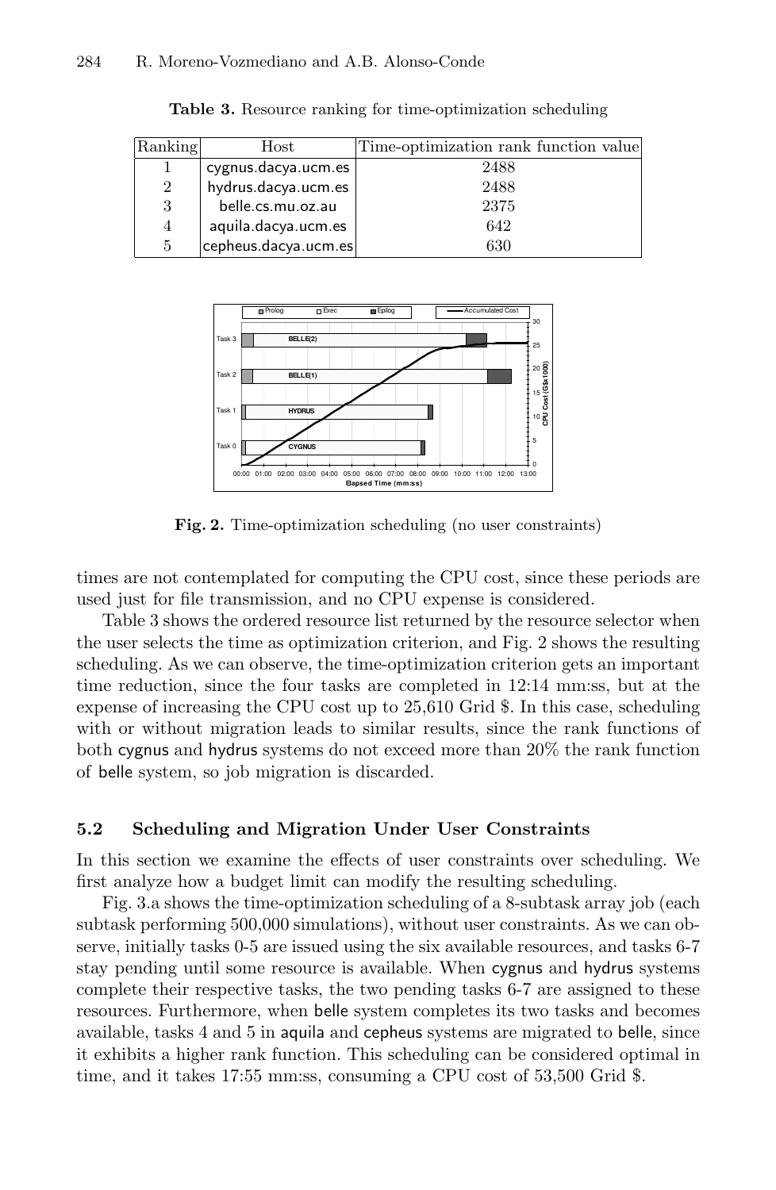**Table 3.** Resource ranking for time-optimization scheduling

| Ranking | Host | Time-optimization rank function value |
|---|---|---|
| 1 | cygnus.dacya.ucm.es | 2488 |
| 2 | hydrus.dacya.ucm.es | 2488 |
| 3 | belle.cs.mu.oz.au | 2375 |
| 4 | aquila.dacya.ucm.es | 642 |
| 5 | cepheus.dacya.ucm.es | 630 |

**Fig. 2.** Time-optimization scheduling (no user constraints)

times are not contemplated for computing the CPU cost, since these periods are used just for file transmission, and no CPU expense is considered.

Table 3 shows the ordered resource list returned by the resource selector when the user selects the time as optimization criterion, and Fig. 2 shows the resulting scheduling. As we can observe, the time-optimization criterion gets an important time reduction, since the four tasks are completed in 12:14 mm:ss, but at the expense of increasing the CPU cost up to 25,610 Grid $. In this case, scheduling with or without migration leads to similar results, since the rank functions of both cygnus and hydrus systems do not exceed more than 20% the rank function of belle system, so job migration is discarded.

### 5.2 Scheduling and Migration Under User Constraints

In this section we examine the effects of user constraints over scheduling. We first analyze how a budget limit can modify the resulting scheduling.

Fig. 3.a shows the time-optimization scheduling of a 8-subtask array job (each subtask performing 500,000 simulations), without user constraints. As we can observe, initially tasks 0-5 are issued using the six available resources, and tasks 6-7 stay pending until some resource is available. When cygnus and hydrus systems complete their respective tasks, the two pending tasks 6-7 are assigned to these resources. Furthermore, when belle system completes its two tasks and becomes available, tasks 4 and 5 in aquila and cepheus systems are migrated to belle, since it exhibits a higher rank function. This scheduling can be considered optimal in time, and it takes 17:55 mm:ss, consuming a CPU cost of 53,500 Grid $.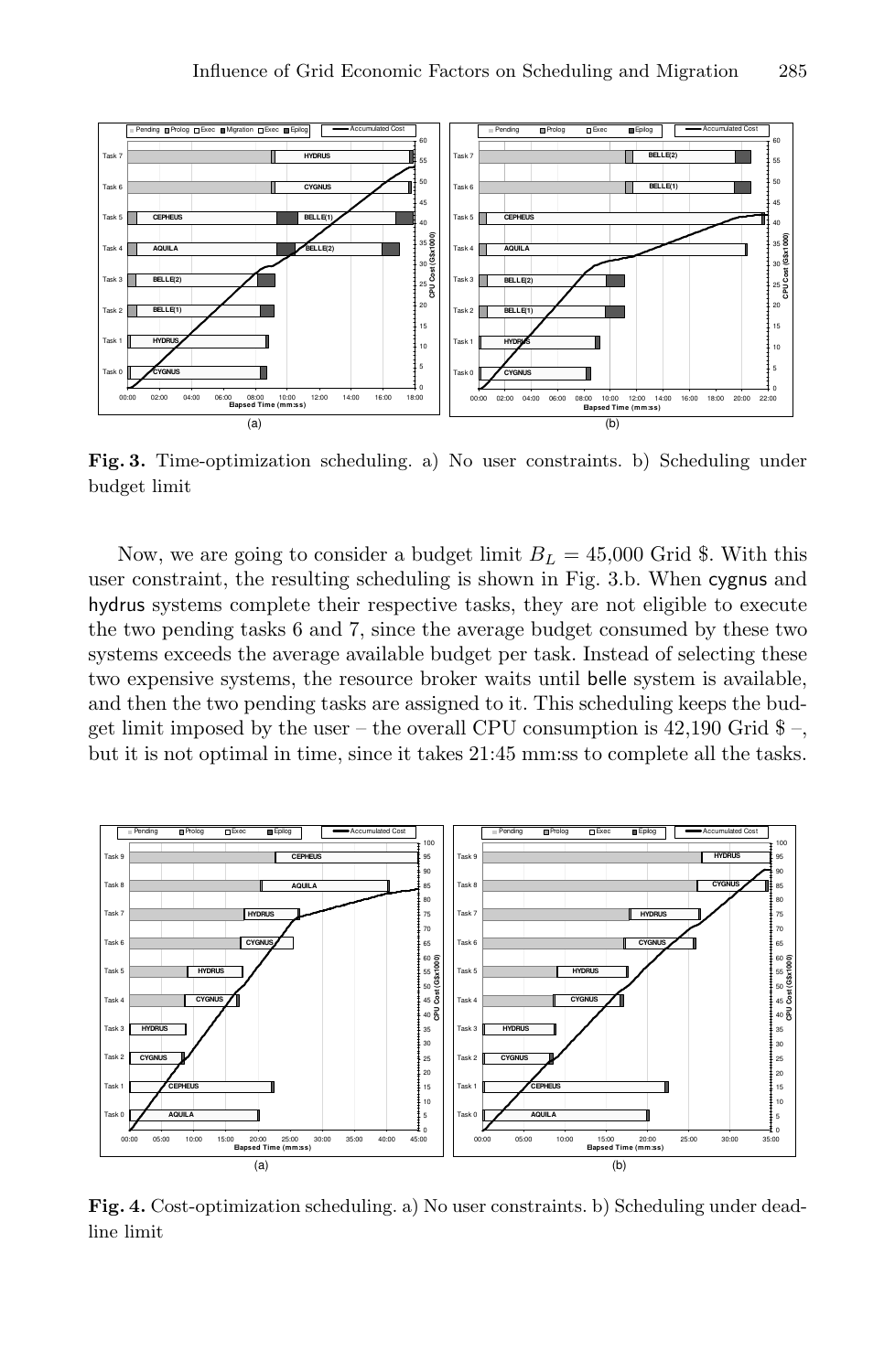**Fig. 3.** Time-optimization scheduling. a) No user constraints. b) Scheduling under budget limit

Now, we are going to consider a budget limit $B_L = 45{,}000$ Grid \$. With this user constraint, the resulting scheduling is shown in Fig. 3.b. When cygnus and hydrus systems complete their respective tasks, they are not eligible to execute the two pending tasks 6 and 7, since the average budget consumed by these two systems exceeds the average available budget per task. Instead of selecting these two expensive systems, the resource broker waits until belle system is available, and then the two pending tasks are assigned to it. This scheduling keeps the budget limit imposed by the user – the overall CPU consumption is 42,190 Grid \$ –, but it is not optimal in time, since it takes 21:45 mm:ss to complete all the tasks.

**Fig. 4.** Cost-optimization scheduling. a) No user constraints. b) Scheduling under deadline limit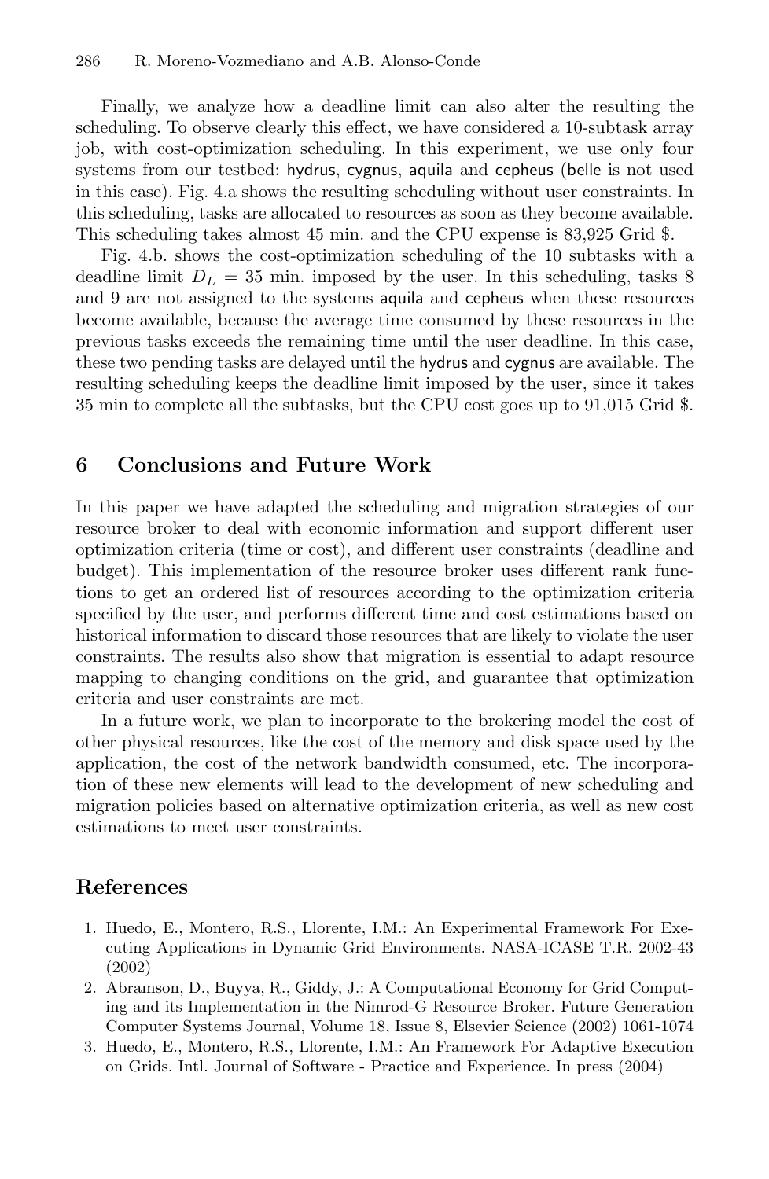Finally, we analyze how a deadline limit can also alter the resulting the scheduling. To observe clearly this effect, we have considered a 10-subtask array job, with cost-optimization scheduling. In this experiment, we use only four systems from our testbed: hydrus, cygnus, aquila and cepheus (belle is not used in this case). Fig. 4.a shows the resulting scheduling without user constraints. In this scheduling, tasks are allocated to resources as soon as they become available. This scheduling takes almost 45 min. and the CPU expense is 83,925 Grid $.

Fig. 4.b. shows the cost-optimization scheduling of the 10 subtasks with a deadline limit $D_L$ = 35 min. imposed by the user. In this scheduling, tasks 8 and 9 are not assigned to the systems aquila and cepheus when these resources become available, because the average time consumed by these resources in the previous tasks exceeds the remaining time until the user deadline. In this case, these two pending tasks are delayed until the hydrus and cygnus are available. The resulting scheduling keeps the deadline limit imposed by the user, since it takes 35 min to complete all the subtasks, but the CPU cost goes up to 91,015 Grid $.

## 6 Conclusions and Future Work

In this paper we have adapted the scheduling and migration strategies of our resource broker to deal with economic information and support different user optimization criteria (time or cost), and different user constraints (deadline and budget). This implementation of the resource broker uses different rank functions to get an ordered list of resources according to the optimization criteria specified by the user, and performs different time and cost estimations based on historical information to discard those resources that are likely to violate the user constraints. The results also show that migration is essential to adapt resource mapping to changing conditions on the grid, and guarantee that optimization criteria and user constraints are met.

In a future work, we plan to incorporate to the brokering model the cost of other physical resources, like the cost of the memory and disk space used by the application, the cost of the network bandwidth consumed, etc. The incorporation of these new elements will lead to the development of new scheduling and migration policies based on alternative optimization criteria, as well as new cost estimations to meet user constraints.

## References

1. Huedo, E., Montero, R.S., Llorente, I.M.: An Experimental Framework For Executing Applications in Dynamic Grid Environments. NASA-ICASE T.R. 2002-43 (2002)
2. Abramson, D., Buyya, R., Giddy, J.: A Computational Economy for Grid Computing and its Implementation in the Nimrod-G Resource Broker. Future Generation Computer Systems Journal, Volume 18, Issue 8, Elsevier Science (2002) 1061-1074
3. Huedo, E., Montero, R.S., Llorente, I.M.: An Framework For Adaptive Execution on Grids. Intl. Journal of Software - Practice and Experience. In press (2004)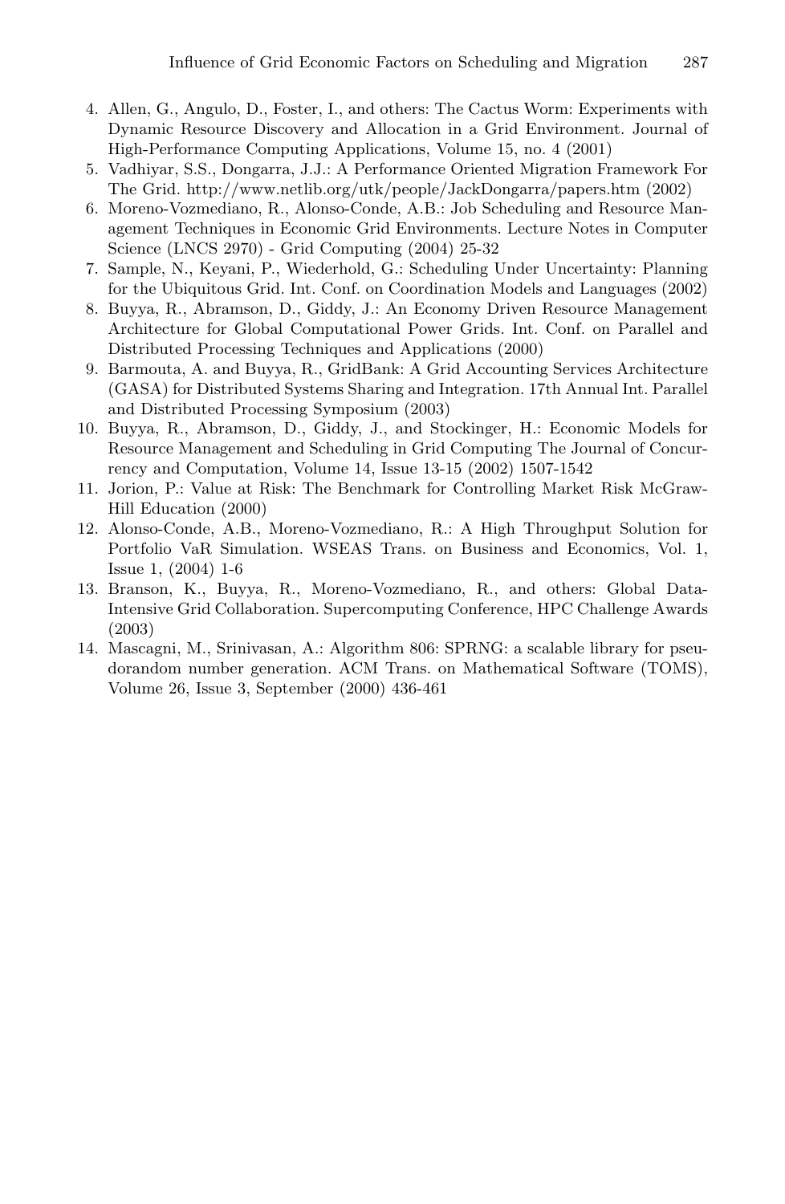4. Allen, G., Angulo, D., Foster, I., and others: The Cactus Worm: Experiments with Dynamic Resource Discovery and Allocation in a Grid Environment. Journal of High-Performance Computing Applications, Volume 15, no. 4 (2001)
5. Vadhiyar, S.S., Dongarra, J.J.: A Performance Oriented Migration Framework For The Grid. http://www.netlib.org/utk/people/JackDongarra/papers.htm (2002)
6. Moreno-Vozmediano, R., Alonso-Conde, A.B.: Job Scheduling and Resource Management Techniques in Economic Grid Environments. Lecture Notes in Computer Science (LNCS 2970) - Grid Computing (2004) 25-32
7. Sample, N., Keyani, P., Wiederhold, G.: Scheduling Under Uncertainty: Planning for the Ubiquitous Grid. Int. Conf. on Coordination Models and Languages (2002)
8. Buyya, R., Abramson, D., Giddy, J.: An Economy Driven Resource Management Architecture for Global Computational Power Grids. Int. Conf. on Parallel and Distributed Processing Techniques and Applications (2000)
9. Barmouta, A. and Buyya, R., GridBank: A Grid Accounting Services Architecture (GASA) for Distributed Systems Sharing and Integration. 17th Annual Int. Parallel and Distributed Processing Symposium (2003)
10. Buyya, R., Abramson, D., Giddy, J., and Stockinger, H.: Economic Models for Resource Management and Scheduling in Grid Computing The Journal of Concurrency and Computation, Volume 14, Issue 13-15 (2002) 1507-1542
11. Jorion, P.: Value at Risk: The Benchmark for Controlling Market Risk McGraw-Hill Education (2000)
12. Alonso-Conde, A.B., Moreno-Vozmediano, R.: A High Throughput Solution for Portfolio VaR Simulation. WSEAS Trans. on Business and Economics, Vol. 1, Issue 1, (2004) 1-6
13. Branson, K., Buyya, R., Moreno-Vozmediano, R., and others: Global Data-Intensive Grid Collaboration. Supercomputing Conference, HPC Challenge Awards (2003)
14. Mascagni, M., Srinivasan, A.: Algorithm 806: SPRNG: a scalable library for pseudorandom number generation. ACM Trans. on Mathematical Software (TOMS), Volume 26, Issue 3, September (2000) 436-461